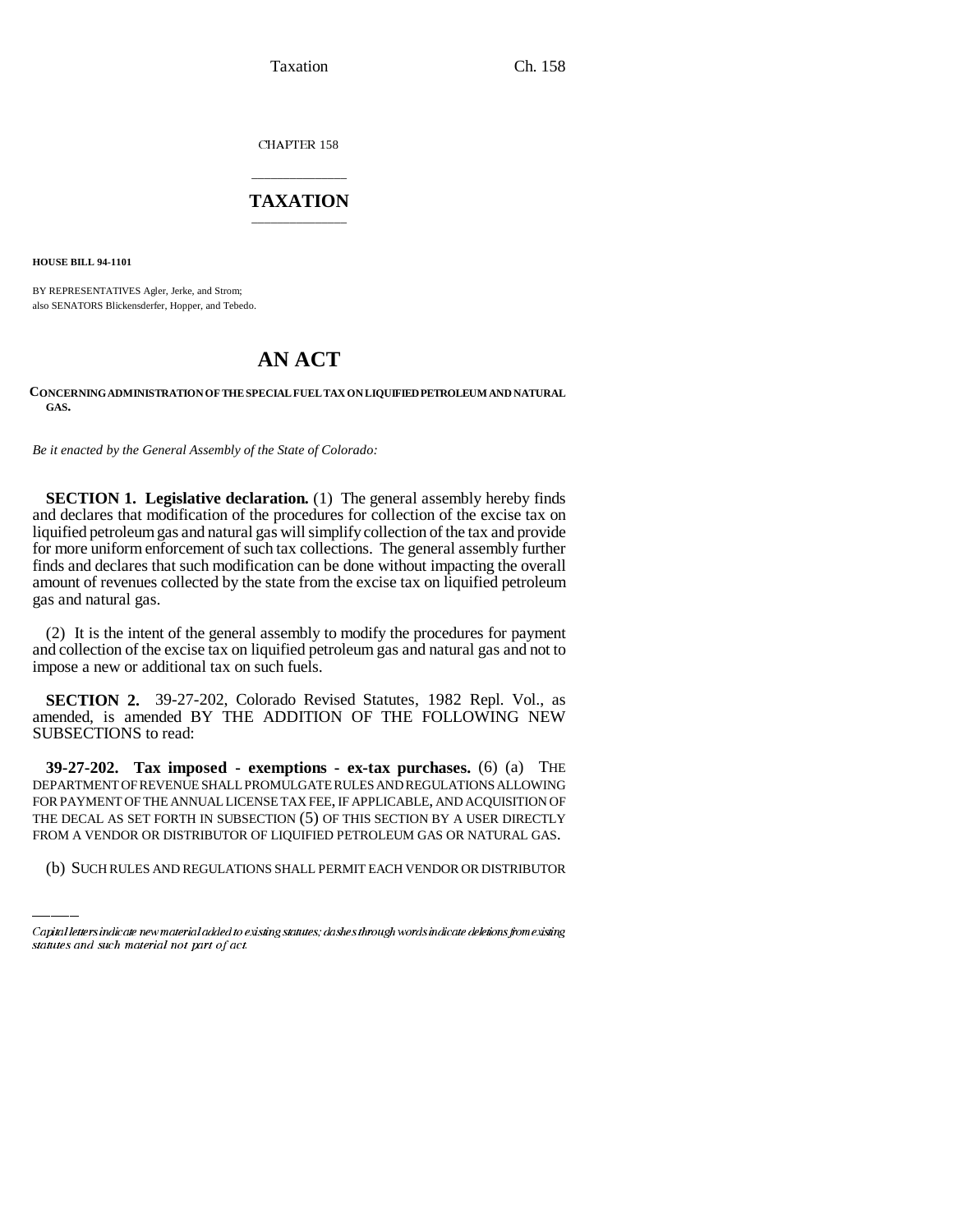CHAPTER 158

# TAXATION

**HOUSE BILL 94-1101**

BY REPRESENTATIVES Agler, Jerke, and Strom;
also SENATORS Blickensderfer, Hopper, and Tebedo.

# AN ACT

**CONCERNING ADMINISTRATION OF THE SPECIAL FUEL TAX ON LIQUIFIED PETROLEUM AND NATURAL GAS.**

*Be it enacted by the General Assembly of the State of Colorado:*

**SECTION 1. Legislative declaration.** (1) The general assembly hereby finds and declares that modification of the procedures for collection of the excise tax on liquified petroleum gas and natural gas will simplify collection of the tax and provide for more uniform enforcement of such tax collections. The general assembly further finds and declares that such modification can be done without impacting the overall amount of revenues collected by the state from the excise tax on liquified petroleum gas and natural gas.

(2) It is the intent of the general assembly to modify the procedures for payment and collection of the excise tax on liquified petroleum gas and natural gas and not to impose a new or additional tax on such fuels.

**SECTION 2.** 39-27-202, Colorado Revised Statutes, 1982 Repl. Vol., as amended, is amended BY THE ADDITION OF THE FOLLOWING NEW SUBSECTIONS to read:

**39-27-202. Tax imposed - exemptions - ex-tax purchases.** (6) (a) THE DEPARTMENT OF REVENUE SHALL PROMULGATE RULES AND REGULATIONS ALLOWING FOR PAYMENT OF THE ANNUAL LICENSE TAX FEE, IF APPLICABLE, AND ACQUISITION OF THE DECAL AS SET FORTH IN SUBSECTION (5) OF THIS SECTION BY A USER DIRECTLY FROM A VENDOR OR DISTRIBUTOR OF LIQUIFIED PETROLEUM GAS OR NATURAL GAS.

(b) SUCH RULES AND REGULATIONS SHALL PERMIT EACH VENDOR OR DISTRIBUTOR

Capital letters indicate new material added to existing statutes; dashes through words indicate deletions from existing statutes and such material not part of act.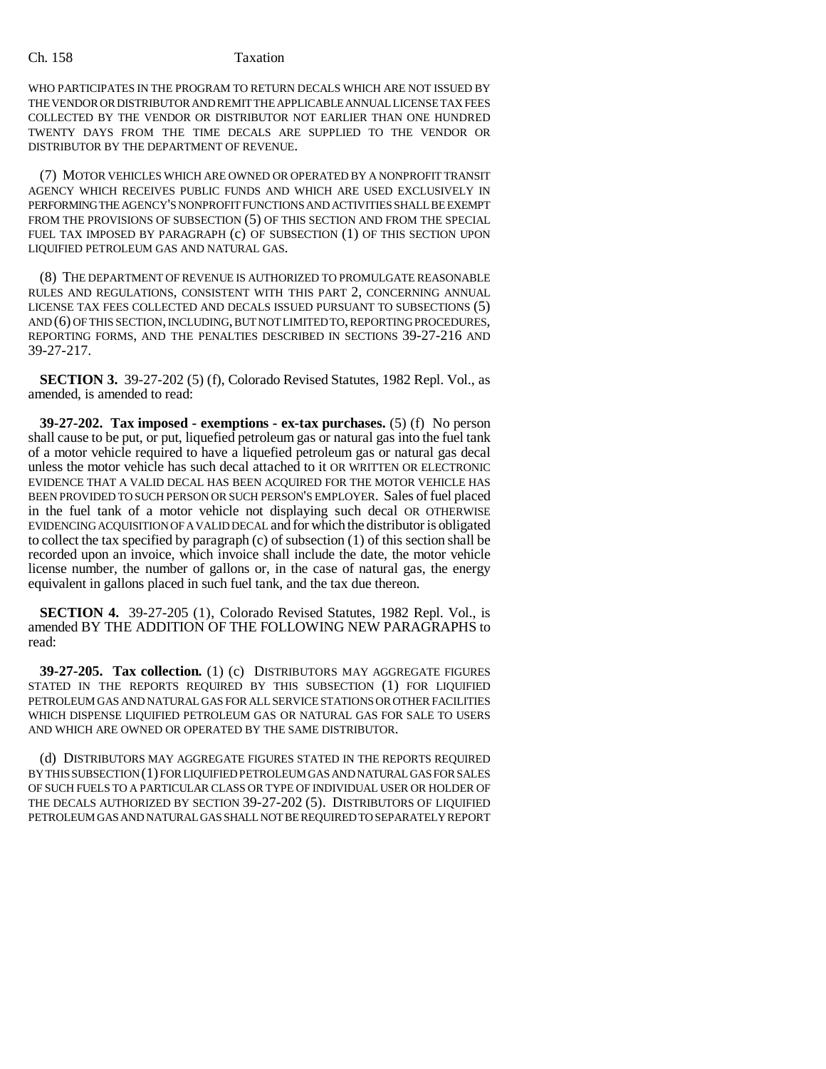WHO PARTICIPATES IN THE PROGRAM TO RETURN DECALS WHICH ARE NOT ISSUED BY THE VENDOR OR DISTRIBUTOR AND REMIT THE APPLICABLE ANNUAL LICENSE TAX FEES COLLECTED BY THE VENDOR OR DISTRIBUTOR NOT EARLIER THAN ONE HUNDRED TWENTY DAYS FROM THE TIME DECALS ARE SUPPLIED TO THE VENDOR OR DISTRIBUTOR BY THE DEPARTMENT OF REVENUE.

(7) MOTOR VEHICLES WHICH ARE OWNED OR OPERATED BY A NONPROFIT TRANSIT AGENCY WHICH RECEIVES PUBLIC FUNDS AND WHICH ARE USED EXCLUSIVELY IN PERFORMING THE AGENCY'S NONPROFIT FUNCTIONS AND ACTIVITIES SHALL BE EXEMPT FROM THE PROVISIONS OF SUBSECTION (5) OF THIS SECTION AND FROM THE SPECIAL FUEL TAX IMPOSED BY PARAGRAPH (c) OF SUBSECTION (1) OF THIS SECTION UPON LIQUIFIED PETROLEUM GAS AND NATURAL GAS.

(8) THE DEPARTMENT OF REVENUE IS AUTHORIZED TO PROMULGATE REASONABLE RULES AND REGULATIONS, CONSISTENT WITH THIS PART 2, CONCERNING ANNUAL LICENSE TAX FEES COLLECTED AND DECALS ISSUED PURSUANT TO SUBSECTIONS (5) AND (6) OF THIS SECTION, INCLUDING, BUT NOT LIMITED TO, REPORTING PROCEDURES, REPORTING FORMS, AND THE PENALTIES DESCRIBED IN SECTIONS 39-27-216 AND 39-27-217.

**SECTION 3.** 39-27-202 (5) (f), Colorado Revised Statutes, 1982 Repl. Vol., as amended, is amended to read:

**39-27-202. Tax imposed - exemptions - ex-tax purchases.** (5) (f) No person shall cause to be put, or put, liquefied petroleum gas or natural gas into the fuel tank of a motor vehicle required to have a liquefied petroleum gas or natural gas decal unless the motor vehicle has such decal attached to it OR WRITTEN OR ELECTRONIC EVIDENCE THAT A VALID DECAL HAS BEEN ACQUIRED FOR THE MOTOR VEHICLE HAS BEEN PROVIDED TO SUCH PERSON OR SUCH PERSON'S EMPLOYER. Sales of fuel placed in the fuel tank of a motor vehicle not displaying such decal OR OTHERWISE EVIDENCING ACQUISITION OF A VALID DECAL and for which the distributor is obligated to collect the tax specified by paragraph (c) of subsection (1) of this section shall be recorded upon an invoice, which invoice shall include the date, the motor vehicle license number, the number of gallons or, in the case of natural gas, the energy equivalent in gallons placed in such fuel tank, and the tax due thereon.

**SECTION 4.** 39-27-205 (1), Colorado Revised Statutes, 1982 Repl. Vol., is amended BY THE ADDITION OF THE FOLLOWING NEW PARAGRAPHS to read:

**39-27-205. Tax collection.** (1) (c) DISTRIBUTORS MAY AGGREGATE FIGURES STATED IN THE REPORTS REQUIRED BY THIS SUBSECTION (1) FOR LIQUIFIED PETROLEUM GAS AND NATURAL GAS FOR ALL SERVICE STATIONS OR OTHER FACILITIES WHICH DISPENSE LIQUIFIED PETROLEUM GAS OR NATURAL GAS FOR SALE TO USERS AND WHICH ARE OWNED OR OPERATED BY THE SAME DISTRIBUTOR.

(d) DISTRIBUTORS MAY AGGREGATE FIGURES STATED IN THE REPORTS REQUIRED BY THIS SUBSECTION (1) FOR LIQUIFIED PETROLEUM GAS AND NATURAL GAS FOR SALES OF SUCH FUELS TO A PARTICULAR CLASS OR TYPE OF INDIVIDUAL USER OR HOLDER OF THE DECALS AUTHORIZED BY SECTION 39-27-202 (5). DISTRIBUTORS OF LIQUIFIED PETROLEUM GAS AND NATURAL GAS SHALL NOT BE REQUIRED TO SEPARATELY REPORT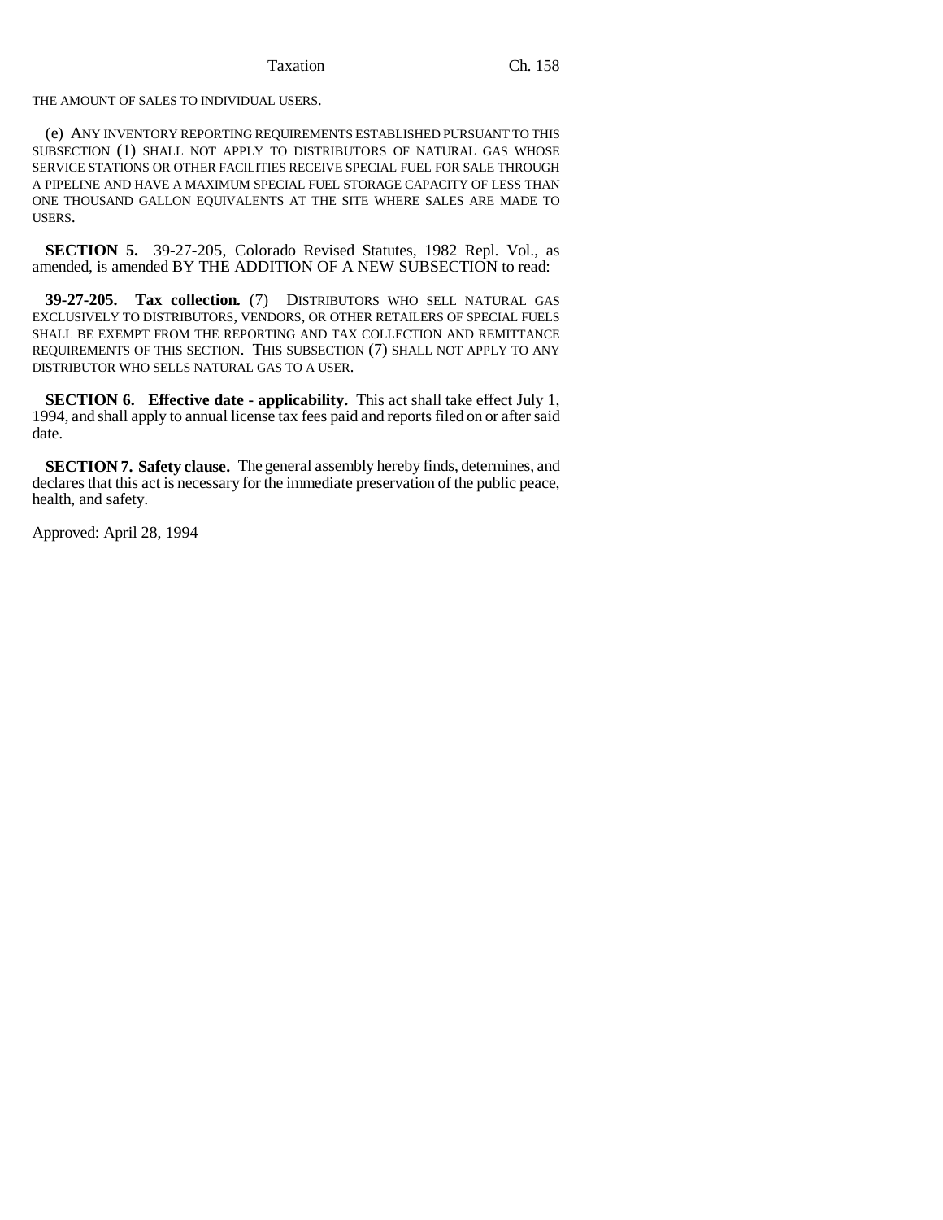THE AMOUNT OF SALES TO INDIVIDUAL USERS.

(e) ANY INVENTORY REPORTING REQUIREMENTS ESTABLISHED PURSUANT TO THIS SUBSECTION (1) SHALL NOT APPLY TO DISTRIBUTORS OF NATURAL GAS WHOSE SERVICE STATIONS OR OTHER FACILITIES RECEIVE SPECIAL FUEL FOR SALE THROUGH A PIPELINE AND HAVE A MAXIMUM SPECIAL FUEL STORAGE CAPACITY OF LESS THAN ONE THOUSAND GALLON EQUIVALENTS AT THE SITE WHERE SALES ARE MADE TO USERS.

**SECTION 5.** 39-27-205, Colorado Revised Statutes, 1982 Repl. Vol., as amended, is amended BY THE ADDITION OF A NEW SUBSECTION to read:

**39-27-205. Tax collection.** (7) DISTRIBUTORS WHO SELL NATURAL GAS EXCLUSIVELY TO DISTRIBUTORS, VENDORS, OR OTHER RETAILERS OF SPECIAL FUELS SHALL BE EXEMPT FROM THE REPORTING AND TAX COLLECTION AND REMITTANCE REQUIREMENTS OF THIS SECTION. THIS SUBSECTION (7) SHALL NOT APPLY TO ANY DISTRIBUTOR WHO SELLS NATURAL GAS TO A USER.

**SECTION 6. Effective date - applicability.** This act shall take effect July 1, 1994, and shall apply to annual license tax fees paid and reports filed on or after said date.

**SECTION 7. Safety clause.** The general assembly hereby finds, determines, and declares that this act is necessary for the immediate preservation of the public peace, health, and safety.

Approved: April 28, 1994